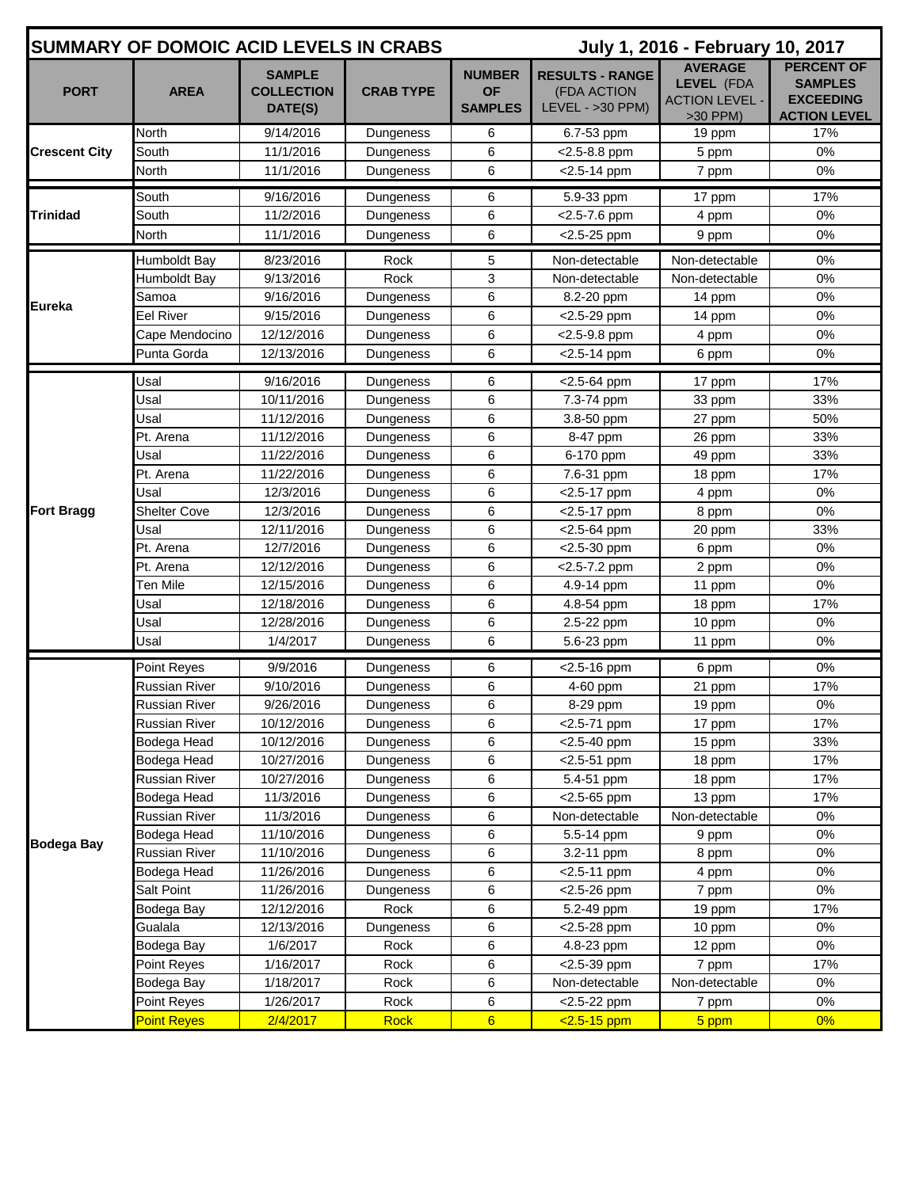# SUMMARY OF DOMOIC ACID LEVELS IN CRABS

**July 1, 2016 - February 10, 2017**

| PORT | AREA | SAMPLE COLLECTION DATE(S) | CRAB TYPE | NUMBER OF SAMPLES | RESULTS - RANGE (FDA ACTION LEVEL - >30 PPM) | AVERAGE LEVEL (FDA ACTION LEVEL - >30 PPM) | PERCENT OF SAMPLES EXCEEDING ACTION LEVEL |
|---|---|---|---|---|---|---|---|
| Crescent City | North | 9/14/2016 | Dungeness | 6 | 6.7-53 ppm | 19 ppm | 17% |
| | South | 11/1/2016 | Dungeness | 6 | <2.5-8.8 ppm | 5 ppm | 0% |
| | North | 11/1/2016 | Dungeness | 6 | <2.5-14 ppm | 7 ppm | 0% |
| Trinidad | South | 9/16/2016 | Dungeness | 6 | 5.9-33 ppm | 17 ppm | 17% |
| | South | 11/2/2016 | Dungeness | 6 | <2.5-7.6 ppm | 4 ppm | 0% |
| | North | 11/1/2016 | Dungeness | 6 | <2.5-25 ppm | 9 ppm | 0% |
| Eureka | Humboldt Bay | 8/23/2016 | Rock | 5 | Non-detectable | Non-detectable | 0% |
| | Humboldt Bay | 9/13/2016 | Rock | 3 | Non-detectable | Non-detectable | 0% |
| | Samoa | 9/16/2016 | Dungeness | 6 | 8.2-20 ppm | 14 ppm | 0% |
| | Eel River | 9/15/2016 | Dungeness | 6 | <2.5-29 ppm | 14 ppm | 0% |
| | Cape Mendocino | 12/12/2016 | Dungeness | 6 | <2.5-9.8 ppm | 4 ppm | 0% |
| | Punta Gorda | 12/13/2016 | Dungeness | 6 | <2.5-14 ppm | 6 ppm | 0% |
| Fort Bragg | Usal | 9/16/2016 | Dungeness | 6 | <2.5-64 ppm | 17 ppm | 17% |
| | Usal | 10/11/2016 | Dungeness | 6 | 7.3-74 ppm | 33 ppm | 33% |
| | Usal | 11/12/2016 | Dungeness | 6 | 3.8-50 ppm | 27 ppm | 50% |
| | Pt. Arena | 11/12/2016 | Dungeness | 6 | 8-47 ppm | 26 ppm | 33% |
| | Usal | 11/22/2016 | Dungeness | 6 | 6-170 ppm | 49 ppm | 33% |
| | Pt. Arena | 11/22/2016 | Dungeness | 6 | 7.6-31 ppm | 18 ppm | 17% |
| | Usal | 12/3/2016 | Dungeness | 6 | <2.5-17 ppm | 4 ppm | 0% |
| | Shelter Cove | 12/3/2016 | Dungeness | 6 | <2.5-17 ppm | 8 ppm | 0% |
| | Usal | 12/11/2016 | Dungeness | 6 | <2.5-64 ppm | 20 ppm | 33% |
| | Pt. Arena | 12/7/2016 | Dungeness | 6 | <2.5-30 ppm | 6 ppm | 0% |
| | Pt. Arena | 12/12/2016 | Dungeness | 6 | <2.5-7.2 ppm | 2 ppm | 0% |
| | Ten Mile | 12/15/2016 | Dungeness | 6 | 4.9-14 ppm | 11 ppm | 0% |
| | Usal | 12/18/2016 | Dungeness | 6 | 4.8-54 ppm | 18 ppm | 17% |
| | Usal | 12/28/2016 | Dungeness | 6 | 2.5-22 ppm | 10 ppm | 0% |
| | Usal | 1/4/2017 | Dungeness | 6 | 5.6-23 ppm | 11 ppm | 0% |
| Bodega Bay | Point Reyes | 9/9/2016 | Dungeness | 6 | <2.5-16 ppm | 6 ppm | 0% |
| | Russian River | 9/10/2016 | Dungeness | 6 | 4-60 ppm | 21 ppm | 17% |
| | Russian River | 9/26/2016 | Dungeness | 6 | 8-29 ppm | 19 ppm | 0% |
| | Russian River | 10/12/2016 | Dungeness | 6 | <2.5-71 ppm | 17 ppm | 17% |
| | Bodega Head | 10/12/2016 | Dungeness | 6 | <2.5-40 ppm | 15 ppm | 33% |
| | Bodega Head | 10/27/2016 | Dungeness | 6 | <2.5-51 ppm | 18 ppm | 17% |
| | Russian River | 10/27/2016 | Dungeness | 6 | 5.4-51 ppm | 18 ppm | 17% |
| | Bodega Head | 11/3/2016 | Dungeness | 6 | <2.5-65 ppm | 13 ppm | 17% |
| | Russian River | 11/3/2016 | Dungeness | 6 | Non-detectable | Non-detectable | 0% |
| | Bodega Head | 11/10/2016 | Dungeness | 6 | 5.5-14 ppm | 9 ppm | 0% |
| | Russian River | 11/10/2016 | Dungeness | 6 | 3.2-11 ppm | 8 ppm | 0% |
| | Bodega Head | 11/26/2016 | Dungeness | 6 | <2.5-11 ppm | 4 ppm | 0% |
| | Salt Point | 11/26/2016 | Dungeness | 6 | <2.5-26 ppm | 7 ppm | 0% |
| | Bodega Bay | 12/12/2016 | Rock | 6 | 5.2-49 ppm | 19 ppm | 17% |
| | Gualala | 12/13/2016 | Dungeness | 6 | <2.5-28 ppm | 10 ppm | 0% |
| | Bodega Bay | 1/6/2017 | Rock | 6 | 4.8-23 ppm | 12 ppm | 0% |
| | Point Reyes | 1/16/2017 | Rock | 6 | <2.5-39 ppm | 7 ppm | 17% |
| | Bodega Bay | 1/18/2017 | Rock | 6 | Non-detectable | Non-detectable | 0% |
| | Point Reyes | 1/26/2017 | Rock | 6 | <2.5-22 ppm | 7 ppm | 0% |
| | Point Reyes | 2/4/2017 | Rock | 6 | <2.5-15 ppm | 5 ppm | 0% |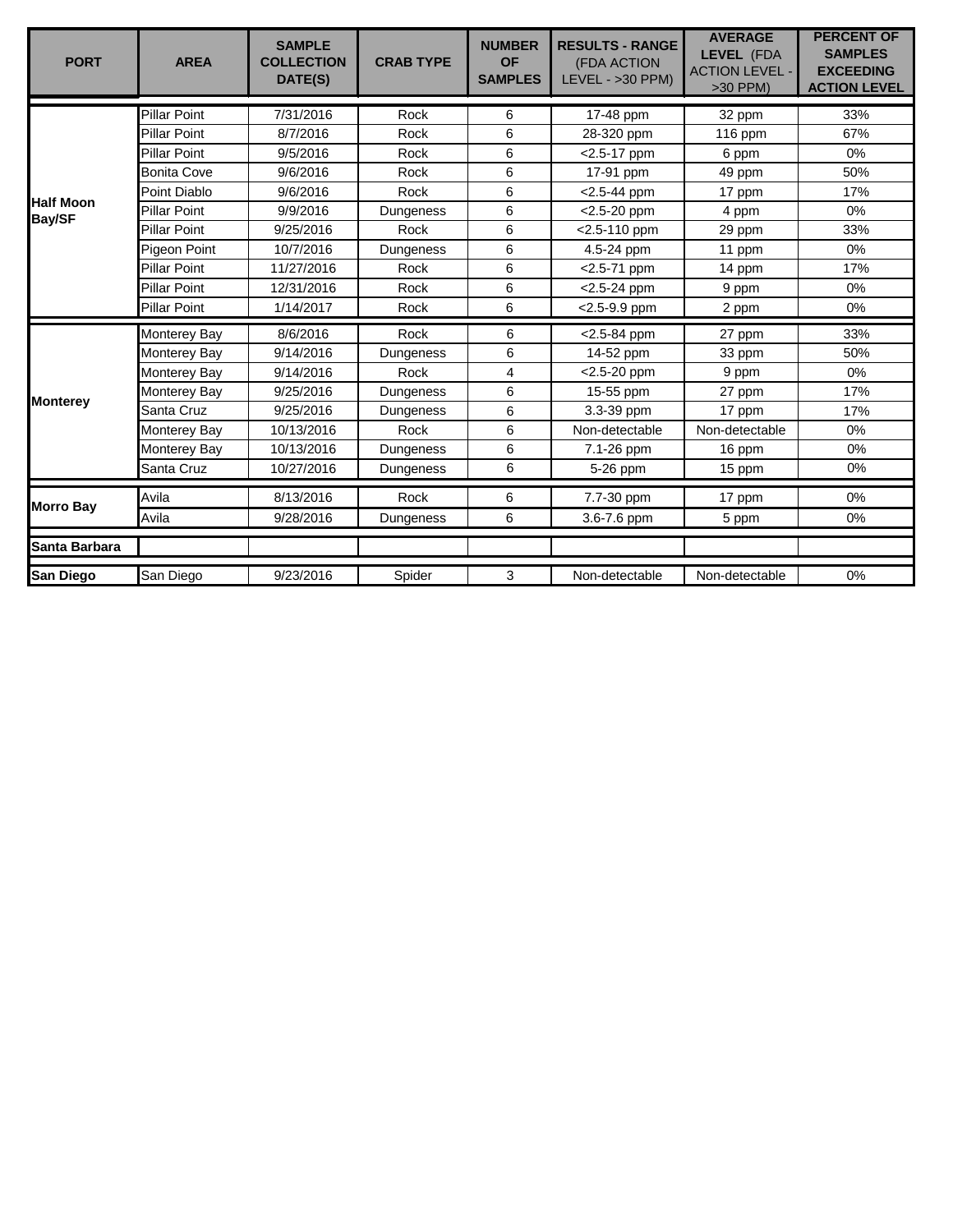| PORT | AREA | SAMPLE COLLECTION DATE(S) | CRAB TYPE | NUMBER OF SAMPLES | RESULTS - RANGE (FDA ACTION LEVEL - >30 PPM) | AVERAGE LEVEL (FDA ACTION LEVEL - >30 PPM) | PERCENT OF SAMPLES EXCEEDING ACTION LEVEL |
|---|---|---|---|---|---|---|---|
| **Half Moon Bay/SF** | Pillar Point | 7/31/2016 | Rock | 6 | 17-48 ppm | 32 ppm | 33% |
| | Pillar Point | 8/7/2016 | Rock | 6 | 28-320 ppm | 116 ppm | 67% |
| | Pillar Point | 9/5/2016 | Rock | 6 | <2.5-17 ppm | 6 ppm | 0% |
| | Bonita Cove | 9/6/2016 | Rock | 6 | 17-91 ppm | 49 ppm | 50% |
| | Point Diablo | 9/6/2016 | Rock | 6 | <2.5-44 ppm | 17 ppm | 17% |
| | Pillar Point | 9/9/2016 | Dungeness | 6 | <2.5-20 ppm | 4 ppm | 0% |
| | Pillar Point | 9/25/2016 | Rock | 6 | <2.5-110 ppm | 29 ppm | 33% |
| | Pigeon Point | 10/7/2016 | Dungeness | 6 | 4.5-24 ppm | 11 ppm | 0% |
| | Pillar Point | 11/27/2016 | Rock | 6 | <2.5-71 ppm | 14 ppm | 17% |
| | Pillar Point | 12/31/2016 | Rock | 6 | <2.5-24 ppm | 9 ppm | 0% |
| | Pillar Point | 1/14/2017 | Rock | 6 | <2.5-9.9 ppm | 2 ppm | 0% |
| **Monterey** | Monterey Bay | 8/6/2016 | Rock | 6 | <2.5-84 ppm | 27 ppm | 33% |
| | Monterey Bay | 9/14/2016 | Dungeness | 6 | 14-52 ppm | 33 ppm | 50% |
| | Monterey Bay | 9/14/2016 | Rock | 4 | <2.5-20 ppm | 9 ppm | 0% |
| | Monterey Bay | 9/25/2016 | Dungeness | 6 | 15-55 ppm | 27 ppm | 17% |
| | Santa Cruz | 9/25/2016 | Dungeness | 6 | 3.3-39 ppm | 17 ppm | 17% |
| | Monterey Bay | 10/13/2016 | Rock | 6 | Non-detectable | Non-detectable | 0% |
| | Monterey Bay | 10/13/2016 | Dungeness | 6 | 7.1-26 ppm | 16 ppm | 0% |
| | Santa Cruz | 10/27/2016 | Dungeness | 6 | 5-26 ppm | 15 ppm | 0% |
| **Morro Bay** | Avila | 8/13/2016 | Rock | 6 | 7.7-30 ppm | 17 ppm | 0% |
| | Avila | 9/28/2016 | Dungeness | 6 | 3.6-7.6 ppm | 5 ppm | 0% |
| **Santa Barbara** | | | | | | | |
| **San Diego** | San Diego | 9/23/2016 | Spider | 3 | Non-detectable | Non-detectable | 0% |